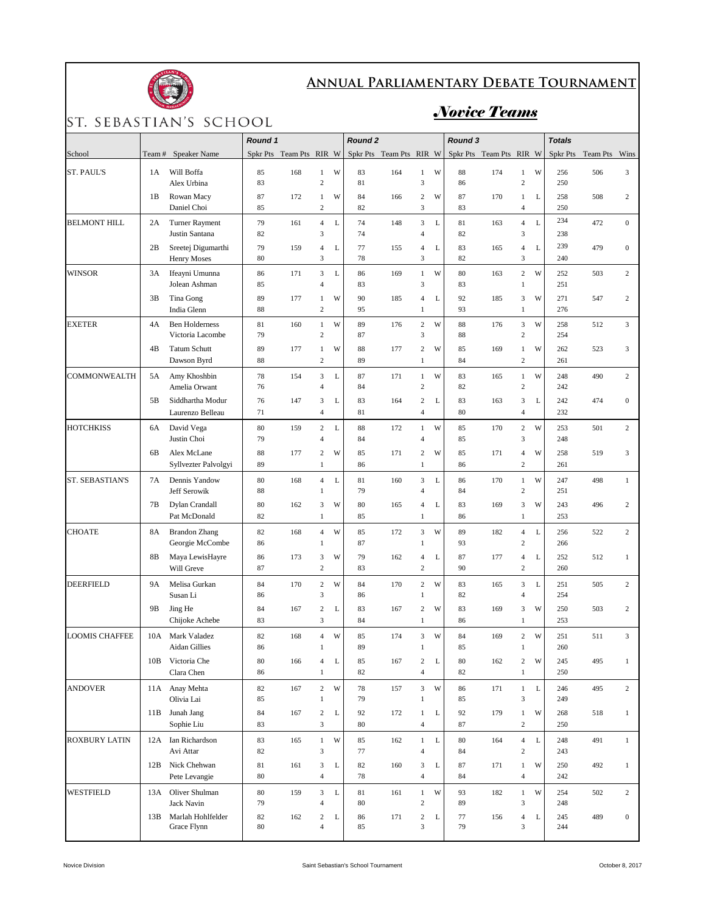# Annual Parliamentary Debate Tournament

## St. Sebastian's School

## *Novice Teams*

| | | | Round 1 | | | | Round 2 | | | | Round 3 | | | | Totals | | |
|---|---|---|---|---|---|---|---|---|---|---|---|---|---|---|---|---|---|
| School | Team # | Speaker Name | Spkr Pts | Team Pts | RIR | W | Spkr Pts | Team Pts | RIR | W | Spkr Pts | Team Pts | RIR | W | Spkr Pts | Team Pts | Wins |
| ST. PAUL'S | 1A | Will Boffa | 85 | 168 | 1 | W | 83 | 164 | 1 | W | 88 | 174 | 1 | W | 256 | 506 | 3 |
| | | Alex Urbina | 83 | | 2 | | 81 | | 3 | | 86 | | 2 | | 250 | | |
| | 1B | Rowan Macy | 87 | 172 | 1 | W | 84 | 166 | 2 | W | 87 | 170 | 1 | L | 258 | 508 | 2 |
| | | Daniel Choi | 85 | | 2 | | 82 | | 3 | | 83 | | 4 | | 250 | | |
| BELMONT HILL | 2A | Turner Rayment | 79 | 161 | 4 | L | 74 | 148 | 3 | L | 81 | 163 | 4 | L | 234 | 472 | 0 |
| | | Justin Santana | 82 | | 3 | | 74 | | 4 | | 82 | | 3 | | 238 | | |
| | 2B | Sreetej Digumarthi | 79 | 159 | 4 | L | 77 | 155 | 4 | L | 83 | 165 | 4 | L | 239 | 479 | 0 |
| | | Henry Moses | 80 | | 3 | | 78 | | 3 | | 82 | | 3 | | 240 | | |
| WINSOR | 3A | Ifeayni Umunna | 86 | 171 | 3 | L | 86 | 169 | 1 | W | 80 | 163 | 2 | W | 252 | 503 | 2 |
| | | Jolean Ashman | 85 | | 4 | | 83 | | 3 | | 83 | | 1 | | 251 | | |
| | 3B | Tina Gong | 89 | 177 | 1 | W | 90 | 185 | 4 | L | 92 | 185 | 3 | W | 271 | 547 | 2 |
| | | India Glenn | 88 | | 2 | | 95 | | 1 | | 93 | | 1 | | 276 | | |
| EXETER | 4A | Ben Holderness | 81 | 160 | 1 | W | 89 | 176 | 2 | W | 88 | 176 | 3 | W | 258 | 512 | 3 |
| | | Victoria Lacombe | 79 | | 2 | | 87 | | 3 | | 88 | | 2 | | 254 | | |
| | 4B | Tatum Schutt | 89 | 177 | 1 | W | 88 | 177 | 2 | W | 85 | 169 | 1 | W | 262 | 523 | 3 |
| | | Dawson Byrd | 88 | | 2 | | 89 | | 1 | | 84 | | 2 | | 261 | | |
| COMMONWEALTH | 5A | Amy Khoshbin | 78 | 154 | 3 | L | 87 | 171 | 1 | W | 83 | 165 | 1 | W | 248 | 490 | 2 |
| | | Amelia Orwant | 76 | | 4 | | 84 | | 2 | | 82 | | 2 | | 242 | | |
| | 5B | Siddhartha Modur | 76 | 147 | 3 | L | 83 | 164 | 2 | L | 83 | 163 | 3 | L | 242 | 474 | 0 |
| | | Laurenzo Belleau | 71 | | 4 | | 81 | | 4 | | 80 | | 4 | | 232 | | |
| HOTCHKISS | 6A | David Vega | 80 | 159 | 2 | L | 88 | 172 | 1 | W | 85 | 170 | 2 | W | 253 | 501 | 2 |
| | | Justin Choi | 79 | | 4 | | 84 | | 4 | | 85 | | 3 | | 248 | | |
| | 6B | Alex McLane | 88 | 177 | 2 | W | 85 | 171 | 2 | W | 85 | 171 | 4 | W | 258 | 519 | 3 |
| | | Syllvezter Palvolgyi | 89 | | 1 | | 86 | | 1 | | 86 | | 2 | | 261 | | |
| ST. SEBASTIAN'S | 7A | Dennis Yandow | 80 | 168 | 4 | L | 81 | 160 | 3 | L | 86 | 170 | 1 | W | 247 | 498 | 1 |
| | | Jeff Serowik | 88 | | 1 | | 79 | | 4 | | 84 | | 2 | | 251 | | |
| | 7B | Dylan Crandall | 80 | 162 | 3 | W | 80 | 165 | 4 | L | 83 | 169 | 3 | W | 243 | 496 | 2 |
| | | Pat McDonald | 82 | | 1 | | 85 | | 1 | | 86 | | 1 | | 253 | | |
| CHOATE | 8A | Brandon Zhang | 82 | 168 | 4 | W | 85 | 172 | 3 | W | 89 | 182 | 4 | L | 256 | 522 | 2 |
| | | Georgie McCombe | 86 | | 1 | | 87 | | 1 | | 93 | | 2 | | 266 | | |
| | 8B | Maya LewisHayre | 86 | 173 | 3 | W | 79 | 162 | 4 | L | 87 | 177 | 4 | L | 252 | 512 | 1 |
| | | Will Greve | 87 | | 2 | | 83 | | 2 | | 90 | | 2 | | 260 | | |
| DEERFIELD | 9A | Melisa Gurkan | 84 | 170 | 2 | W | 84 | 170 | 2 | W | 83 | 165 | 3 | L | 251 | 505 | 2 |
| | | Susan Li | 86 | | 3 | | 86 | | 1 | | 82 | | 4 | | 254 | | |
| | 9B | Jing He | 84 | 167 | 2 | L | 83 | 167 | 2 | W | 83 | 169 | 3 | W | 250 | 503 | 2 |
| | | Chijoke Achebe | 83 | | 3 | | 84 | | 1 | | 86 | | 1 | | 253 | | |
| LOOMIS CHAFFEE | 10A | Mark Valadez | 82 | 168 | 4 | W | 85 | 174 | 3 | W | 84 | 169 | 2 | W | 251 | 511 | 3 |
| | | Aidan Gillies | 86 | | 1 | | 89 | | 1 | | 85 | | 1 | | 260 | | |
| | 10B | Victoria Che | 80 | 166 | 4 | L | 85 | 167 | 2 | L | 80 | 162 | 2 | W | 245 | 495 | 1 |
| | | Clara Chen | 86 | | 1 | | 82 | | 4 | | 82 | | 1 | | 250 | | |
| ANDOVER | 11A | Anay Mehta | 82 | 167 | 2 | W | 78 | 157 | 3 | W | 86 | 171 | 1 | L | 246 | 495 | 2 |
| | | Olivia Lai | 85 | | 1 | | 79 | | 1 | | 85 | | 3 | | 249 | | |
| | 11B | Junah Jang | 84 | 167 | 2 | L | 92 | 172 | 1 | L | 92 | 179 | 1 | W | 268 | 518 | 1 |
| | | Sophie Liu | 83 | | 3 | | 80 | | 4 | | 87 | | 2 | | 250 | | |
| ROXBURY LATIN | 12A | Ian Richardson | 83 | 165 | 1 | W | 85 | 162 | 1 | L | 80 | 164 | 4 | L | 248 | 491 | 1 |
| | | Avi Attar | 82 | | 3 | | 77 | | 4 | | 84 | | 2 | | 243 | | |
| | 12B | Nick Chehwan | 81 | 161 | 3 | L | 82 | 160 | 3 | L | 87 | 171 | 1 | W | 250 | 492 | 1 |
| | | Pete Levangie | 80 | | 4 | | 78 | | 4 | | 84 | | 4 | | 242 | | |
| WESTFIELD | 13A | Oliver Shulman | 80 | 159 | 3 | L | 81 | 161 | 1 | W | 93 | 182 | 1 | W | 254 | 502 | 2 |
| | | Jack Navin | 79 | | 4 | | 80 | | 2 | | 89 | | 3 | | 248 | | |
| | 13B | Marlah Hohlfelder | 82 | 162 | 2 | L | 86 | 171 | 2 | L | 77 | 156 | 4 | L | 245 | 489 | 0 |
| | | Grace Flynn | 80 | | 4 | | 85 | | 3 | | 79 | | 3 | | 244 | | |

Novice Division — Saint Sebastian's School Tournament — October 8, 2017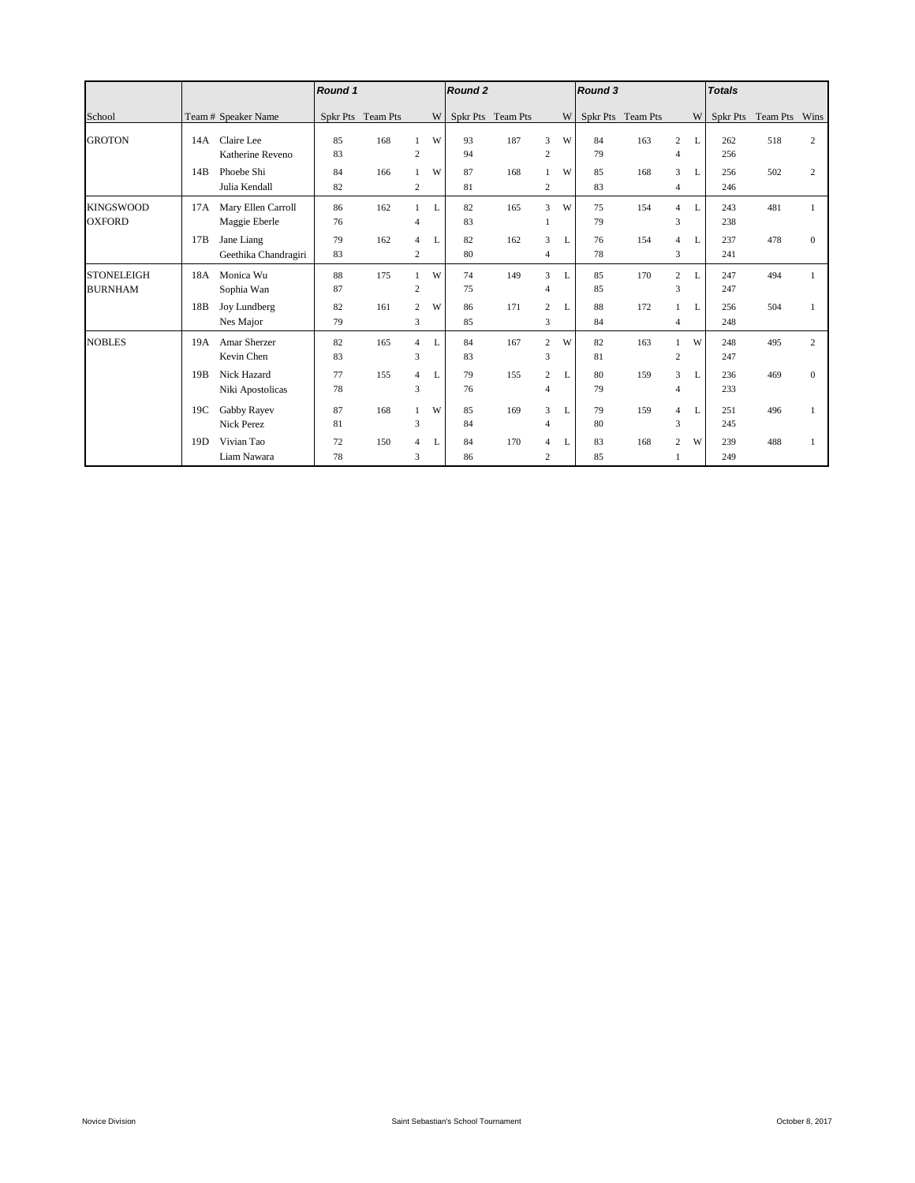| | | | Round 1 | | | | Round 2 | | | | Round 3 | | | | Totals | | |
|---|---|---|---|---|---|---|---|---|---|---|---|---|---|---|---|---|---|
| School | Team # | Speaker Name | Spkr Pts | Team Pts | | W | Spkr Pts | Team Pts | | W | Spkr Pts | Team Pts | | W | Spkr Pts | Team Pts | Wins |
| GROTON | 14A | Claire Lee | 85 | 168 | 1 | W | 93 | 187 | 3 | W | 84 | 163 | 2 | L | 262 | 518 | 2 |
| | | Katherine Reveno | 83 | | 2 | | 94 | | 2 | | 79 | | 4 | | 256 | | |
| | 14B | Phoebe Shi | 84 | 166 | 1 | W | 87 | 168 | 1 | W | 85 | 168 | 3 | L | 256 | 502 | 2 |
| | | Julia Kendall | 82 | | 2 | | 81 | | 2 | | 83 | | 4 | | 246 | | |
| KINGSWOOD OXFORD | 17A | Mary Ellen Carroll | 86 | 162 | 1 | L | 82 | 165 | 3 | W | 75 | 154 | 4 | L | 243 | 481 | 1 |
| | | Maggie Eberle | 76 | | 4 | | 83 | | 1 | | 79 | | 3 | | 238 | | |
| | 17B | Jane Liang | 79 | 162 | 4 | L | 82 | 162 | 3 | L | 76 | 154 | 4 | L | 237 | 478 | 0 |
| | | Geethika Chandragiri | 83 | | 2 | | 80 | | 4 | | 78 | | 3 | | 241 | | |
| STONELEIGH BURNHAM | 18A | Monica Wu | 88 | 175 | 1 | W | 74 | 149 | 3 | L | 85 | 170 | 2 | L | 247 | 494 | 1 |
| | | Sophia Wan | 87 | | 2 | | 75 | | 4 | | 85 | | 3 | | 247 | | |
| | 18B | Joy Lundberg | 82 | 161 | 2 | W | 86 | 171 | 2 | L | 88 | 172 | 1 | L | 256 | 504 | 1 |
| | | Nes Major | 79 | | 3 | | 85 | | 3 | | 84 | | 4 | | 248 | | |
| NOBLES | 19A | Amar Sherzer | 82 | 165 | 4 | L | 84 | 167 | 2 | W | 82 | 163 | 1 | W | 248 | 495 | 2 |
| | | Kevin Chen | 83 | | 3 | | 83 | | 3 | | 81 | | 2 | | 247 | | |
| | 19B | Nick Hazard | 77 | 155 | 4 | L | 79 | 155 | 2 | L | 80 | 159 | 3 | L | 236 | 469 | 0 |
| | | Niki Apostolicas | 78 | | 3 | | 76 | | 4 | | 79 | | 4 | | 233 | | |
| | 19C | Gabby Rayev | 87 | 168 | 1 | W | 85 | 169 | 3 | L | 79 | 159 | 4 | L | 251 | 496 | 1 |
| | | Nick Perez | 81 | | 3 | | 84 | | 4 | | 80 | | 3 | | 245 | | |
| | 19D | Vivian Tao | 72 | 150 | 4 | L | 84 | 170 | 4 | L | 83 | 168 | 2 | W | 239 | 488 | 1 |
| | | Liam Nawara | 78 | | 3 | | 86 | | 2 | | 85 | | 1 | | 249 | | |